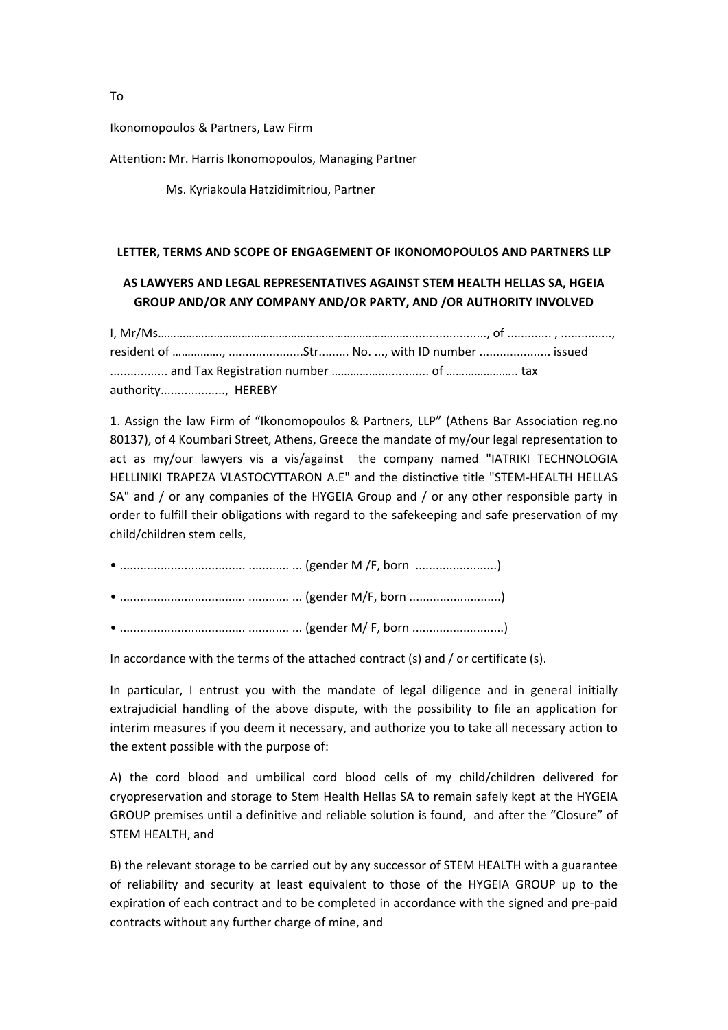To

Ikonomopoulos & Partners, Law Firm

Attention: Mr. Harris Ikonomopoulos, Managing Partner

Ms. Kyriakoula Hatzidimitriou, Partner

**LETTER, TERMS AND SCOPE OF ENGAGEMENT OF IKONOMOPOULOS AND PARTNERS LLP**

**AS LAWYERS AND LEGAL REPRESENTATIVES AGAINST STEM HEALTH HELLAS SA, HGEIA GROUP AND/OR ANY COMPANY AND/OR PARTY, AND /OR AUTHORITY INVOLVED**

I, Mr/Ms……………………………………………………………………………......................., of ............ , .............., resident of ……………., .....................Str......... No. ..., with ID number .................... issued ................ and Tax Registration number …………….............. of ………………….. tax authority.................., HEREBY

1. Assign the law Firm of "Ikonomopoulos & Partners, LLP" (Athens Bar Association reg.no 80137), of 4 Koumbari Street, Athens, Greece the mandate of my/our legal representation to act as my/our lawyers vis a vis/against the company named "IATRIKI TECHNOLOGIA HELLINIKI TRAPEZA VLASTOCYTTARON A.E" and the distinctive title "STEM-HEALTH HELLAS SA" and / or any companies of the HYGEIA Group and / or any other responsible party in order to fulfill their obligations with regard to the safekeeping and safe preservation of my child/children stem cells,

- ................................... ............ ... (gender M /F, born .......................)
- ................................... ............ ... (gender M/F, born ..........................)
- ................................... ............ ... (gender M/ F, born ..........................)

In accordance with the terms of the attached contract (s) and / or certificate (s).

In particular, I entrust you with the mandate of legal diligence and in general initially extrajudicial handling of the above dispute, with the possibility to file an application for interim measures if you deem it necessary, and authorize you to take all necessary action to the extent possible with the purpose of:

A) the cord blood and umbilical cord blood cells of my child/children delivered for cryopreservation and storage to Stem Health Hellas SA to remain safely kept at the HYGEIA GROUP premises until a definitive and reliable solution is found, and after the "Closure" of STEM HEALTH, and

B) the relevant storage to be carried out by any successor of STEM HEALTH with a guarantee of reliability and security at least equivalent to those of the HYGEIA GROUP up to the expiration of each contract and to be completed in accordance with the signed and pre-paid contracts without any further charge of mine, and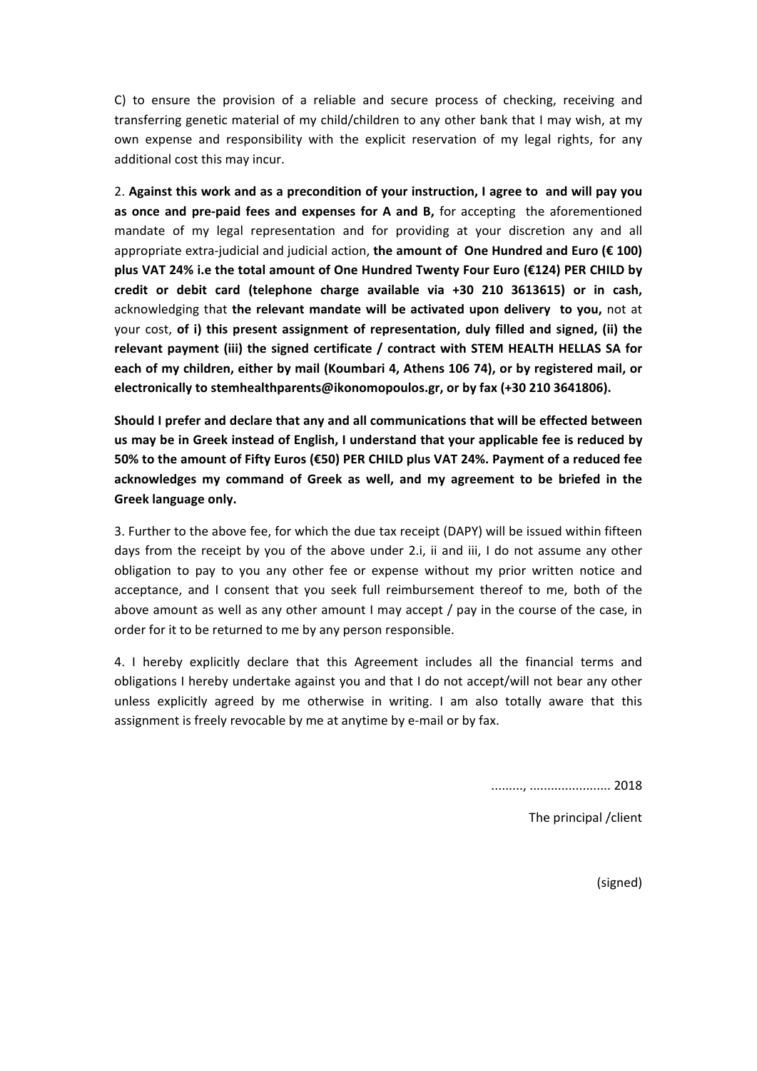C) to ensure the provision of a reliable and secure process of checking, receiving and transferring genetic material of my child/children to any other bank that I may wish, at my own expense and responsibility with the explicit reservation of my legal rights, for any additional cost this may incur.

2. **Against this work and as a precondition of your instruction, I agree to and will pay you as once and pre-paid fees and expenses for A and B,** for accepting the aforementioned mandate of my legal representation and for providing at your discretion any and all appropriate extra-judicial and judicial action, **the amount of One Hundred and Euro (€ 100) plus VAT 24% i.e the total amount of One Hundred Twenty Four Euro (€124) PER CHILD by credit or debit card (telephone charge available via +30 210 3613615) or in cash,** acknowledging that **the relevant mandate will be activated upon delivery to you,** not at your cost, **of i) this present assignment of representation, duly filled and signed, (ii) the relevant payment (iii) the signed certificate / contract with STEM HEALTH HELLAS SA for each of my children, either by mail (Koumbari 4, Athens 106 74), or by registered mail, or electronically to stemhealthparents@ikonomopoulos.gr, or by fax (+30 210 3641806).**

**Should I prefer and declare that any and all communications that will be effected between us may be in Greek instead of English, I understand that your applicable fee is reduced by 50% to the amount of Fifty Euros (€50) PER CHILD plus VAT 24%. Payment of a reduced fee acknowledges my command of Greek as well, and my agreement to be briefed in the Greek language only.**

3. Further to the above fee, for which the due tax receipt (DAPY) will be issued within fifteen days from the receipt by you of the above under 2.i, ii and iii, I do not assume any other obligation to pay to you any other fee or expense without my prior written notice and acceptance, and I consent that you seek full reimbursement thereof to me, both of the above amount as well as any other amount I may accept / pay in the course of the case, in order for it to be returned to me by any person responsible.

4. I hereby explicitly declare that this Agreement includes all the financial terms and obligations I hereby undertake against you and that I do not accept/will not bear any other unless explicitly agreed by me otherwise in writing. I am also totally aware that this assignment is freely revocable by me at anytime by e-mail or by fax.

........., ...................... 2018

The principal /client

(signed)